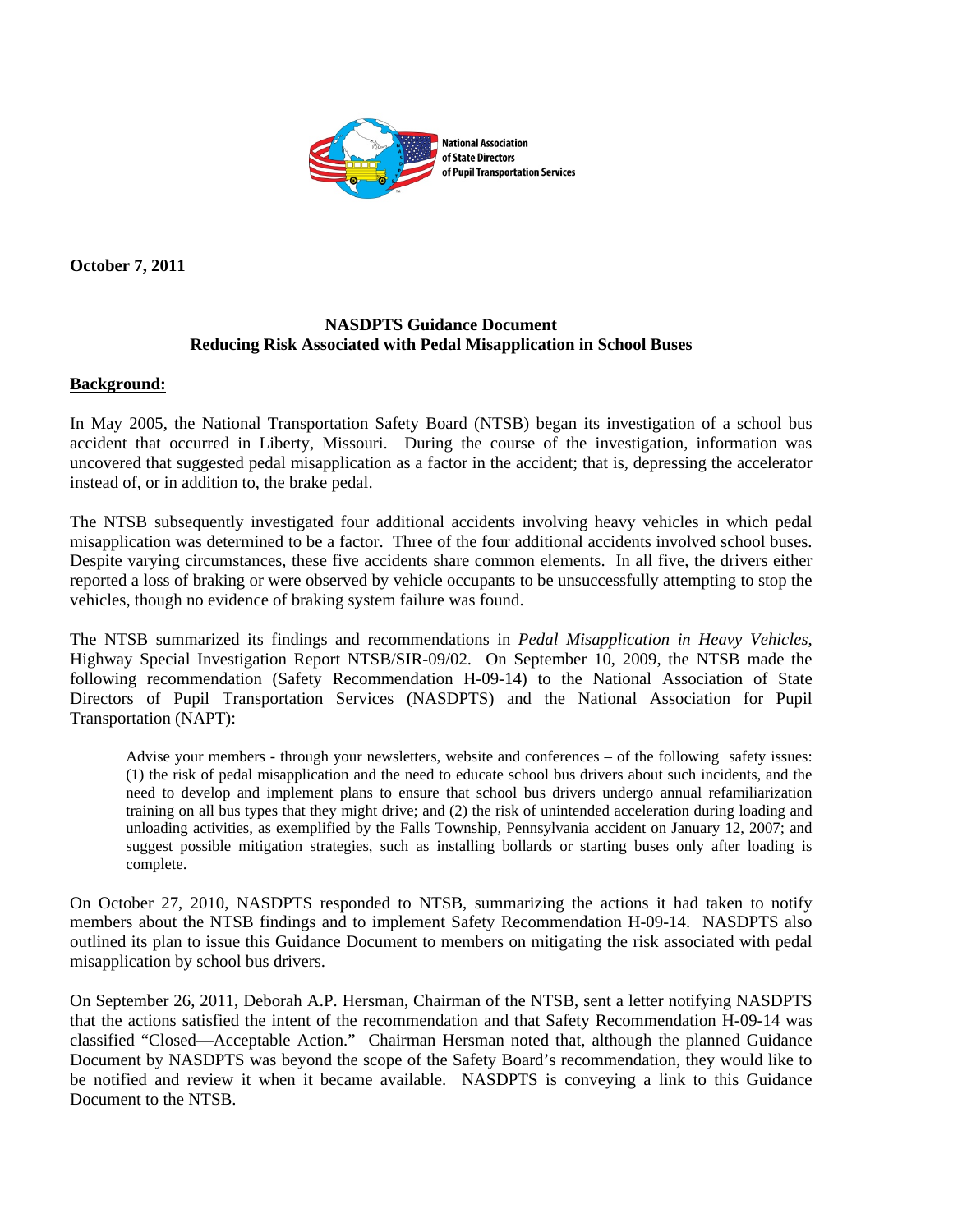National Association of State Directors of Pupil Transportation Services

**October 7, 2011**

## NASDPTS Guidance Document
## Reducing Risk Associated with Pedal Misapplication in School Buses

**Background:**

In May 2005, the National Transportation Safety Board (NTSB) began its investigation of a school bus accident that occurred in Liberty, Missouri. During the course of the investigation, information was uncovered that suggested pedal misapplication as a factor in the accident; that is, depressing the accelerator instead of, or in addition to, the brake pedal.

The NTSB subsequently investigated four additional accidents involving heavy vehicles in which pedal misapplication was determined to be a factor. Three of the four additional accidents involved school buses. Despite varying circumstances, these five accidents share common elements. In all five, the drivers either reported a loss of braking or were observed by vehicle occupants to be unsuccessfully attempting to stop the vehicles, though no evidence of braking system failure was found.

The NTSB summarized its findings and recommendations in *Pedal Misapplication in Heavy Vehicles*, Highway Special Investigation Report NTSB/SIR-09/02. On September 10, 2009, the NTSB made the following recommendation (Safety Recommendation H-09-14) to the National Association of State Directors of Pupil Transportation Services (NASDPTS) and the National Association for Pupil Transportation (NAPT):

> Advise your members - through your newsletters, website and conferences – of the following safety issues: (1) the risk of pedal misapplication and the need to educate school bus drivers about such incidents, and the need to develop and implement plans to ensure that school bus drivers undergo annual refamiliarization training on all bus types that they might drive; and (2) the risk of unintended acceleration during loading and unloading activities, as exemplified by the Falls Township, Pennsylvania accident on January 12, 2007; and suggest possible mitigation strategies, such as installing bollards or starting buses only after loading is complete.

On October 27, 2010, NASDPTS responded to NTSB, summarizing the actions it had taken to notify members about the NTSB findings and to implement Safety Recommendation H-09-14. NASDPTS also outlined its plan to issue this Guidance Document to members on mitigating the risk associated with pedal misapplication by school bus drivers.

On September 26, 2011, Deborah A.P. Hersman, Chairman of the NTSB, sent a letter notifying NASDPTS that the actions satisfied the intent of the recommendation and that Safety Recommendation H-09-14 was classified "Closed—Acceptable Action." Chairman Hersman noted that, although the planned Guidance Document by NASDPTS was beyond the scope of the Safety Board's recommendation, they would like to be notified and review it when it became available. NASDPTS is conveying a link to this Guidance Document to the NTSB.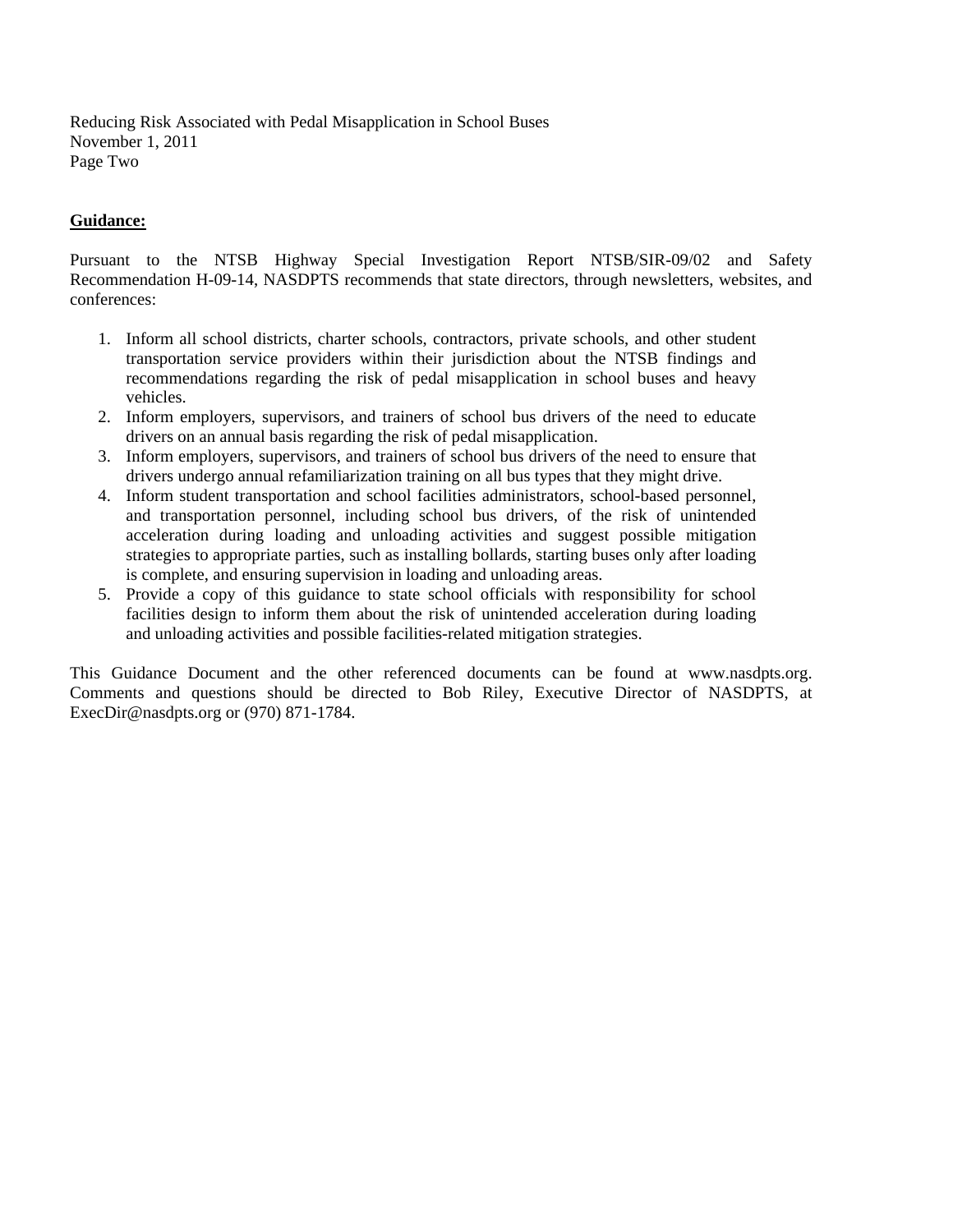**Guidance:**

Pursuant to the NTSB Highway Special Investigation Report NTSB/SIR-09/02 and Safety Recommendation H-09-14, NASDPTS recommends that state directors, through newsletters, websites, and conferences:

1. Inform all school districts, charter schools, contractors, private schools, and other student transportation service providers within their jurisdiction about the NTSB findings and recommendations regarding the risk of pedal misapplication in school buses and heavy vehicles.
2. Inform employers, supervisors, and trainers of school bus drivers of the need to educate drivers on an annual basis regarding the risk of pedal misapplication.
3. Inform employers, supervisors, and trainers of school bus drivers of the need to ensure that drivers undergo annual refamiliarization training on all bus types that they might drive.
4. Inform student transportation and school facilities administrators, school-based personnel, and transportation personnel, including school bus drivers, of the risk of unintended acceleration during loading and unloading activities and suggest possible mitigation strategies to appropriate parties, such as installing bollards, starting buses only after loading is complete, and ensuring supervision in loading and unloading areas.
5. Provide a copy of this guidance to state school officials with responsibility for school facilities design to inform them about the risk of unintended acceleration during loading and unloading activities and possible facilities-related mitigation strategies.

This Guidance Document and the other referenced documents can be found at www.nasdpts.org. Comments and questions should be directed to Bob Riley, Executive Director of NASDPTS, at ExecDir@nasdpts.org or (970) 871-1784.